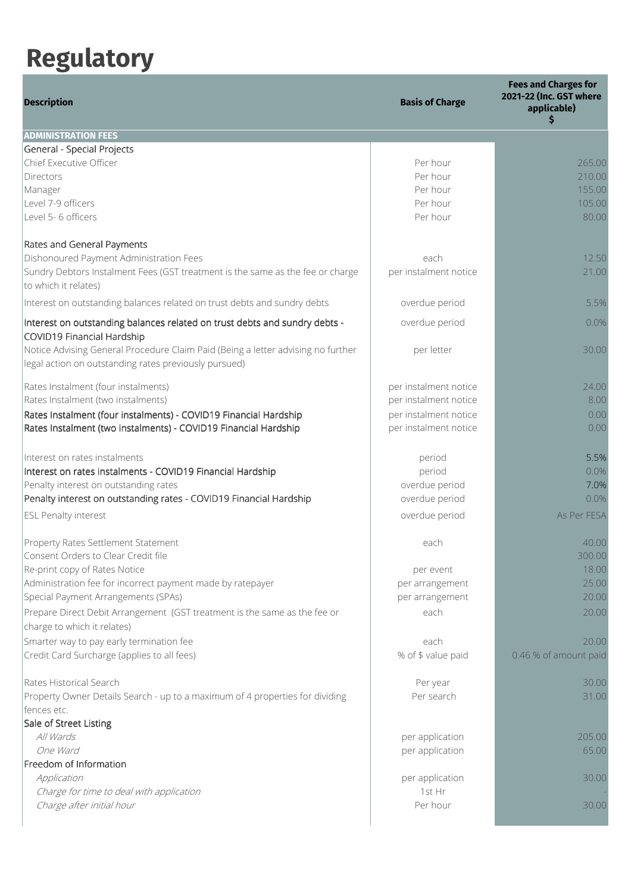# Regulatory

| Description | Basis of Charge | Fees and Charges for 2021-22 (Inc. GST where applicable) $ |
|---|---|---|
| **ADMINISTRATION FEES** | | |
| General - Special Projects | | |
| Chief Executive Officer | Per hour | 265.00 |
| Directors | Per hour | 210.00 |
| Manager | Per hour | 155.00 |
| Level 7-9 officers | Per hour | 105.00 |
| Level 5- 6 officers | Per hour | 80.00 |
| | | |
| Rates and General Payments | | |
| Dishonoured Payment Administration Fees | each | 12.50 |
| Sundry Debtors Instalment Fees (GST treatment is the same as the fee or charge to which it relates) | per instalment notice | 21.00 |
| Interest on outstanding balances related on trust debts and sundry debts | overdue period | 5.5% |
| Interest on outstanding balances related on trust debts and sundry debts - COVID19 Financial Hardship | overdue period | 0.0% |
| Notice Advising General Procedure Claim Paid (Being a letter advising no further legal action on outstanding rates previously pursued) | per letter | 30.00 |
| | | |
| Rates Instalment (four instalments) | per instalment notice | 24.00 |
| Rates Instalment (two instalments) | per instalment notice | 8.00 |
| Rates Instalment (four instalments) - COVID19 Financial Hardship | per instalment notice | 0.00 |
| Rates Instalment (two instalments) - COVID19 Financial Hardship | per instalment notice | 0.00 |
| | | |
| Interest on rates instalments | period | 5.5% |
| Interest on rates instalments - COVID19 Financial Hardship | period | 0.0% |
| Penalty interest on outstanding rates | overdue period | 7.0% |
| Penalty interest on outstanding rates - COVID19 Financial Hardship | overdue period | 0.0% |
| ESL Penalty interest | overdue period | As Per FESA |
| | | |
| Property Rates Settlement Statement | each | 40.00 |
| Consent Orders to Clear Credit file | | 300.00 |
| Re-print copy of Rates Notice | per event | 18.00 |
| Administration fee for incorrect payment made by ratepayer | per arrangement | 25.00 |
| Special Payment Arrangements (SPAs) | per arrangement | 20.00 |
| Prepare Direct Debit Arrangement (GST treatment is the same as the fee or charge to which it relates) | each | 20.00 |
| Smarter way to pay early termination fee | each | 20.00 |
| Credit Card Surcharge (applies to all fees) | % of $ value paid | 0.46 % of amount paid |
| | | |
| Rates Historical Search | Per year | 30.00 |
| Property Owner Details Search - up to a maximum of 4 properties for dividing fences etc. | Per search | 31.00 |
| Sale of Street Listing | | |
| *All Wards* | per application | 205.00 |
| *One Ward* | per application | 65.00 |
| Freedom of Information | | |
| *Application* | per application | 30.00 |
| *Charge for time to deal with application* | 1st Hr | - |
| *Charge after initial hour* | Per hour | 30.00 |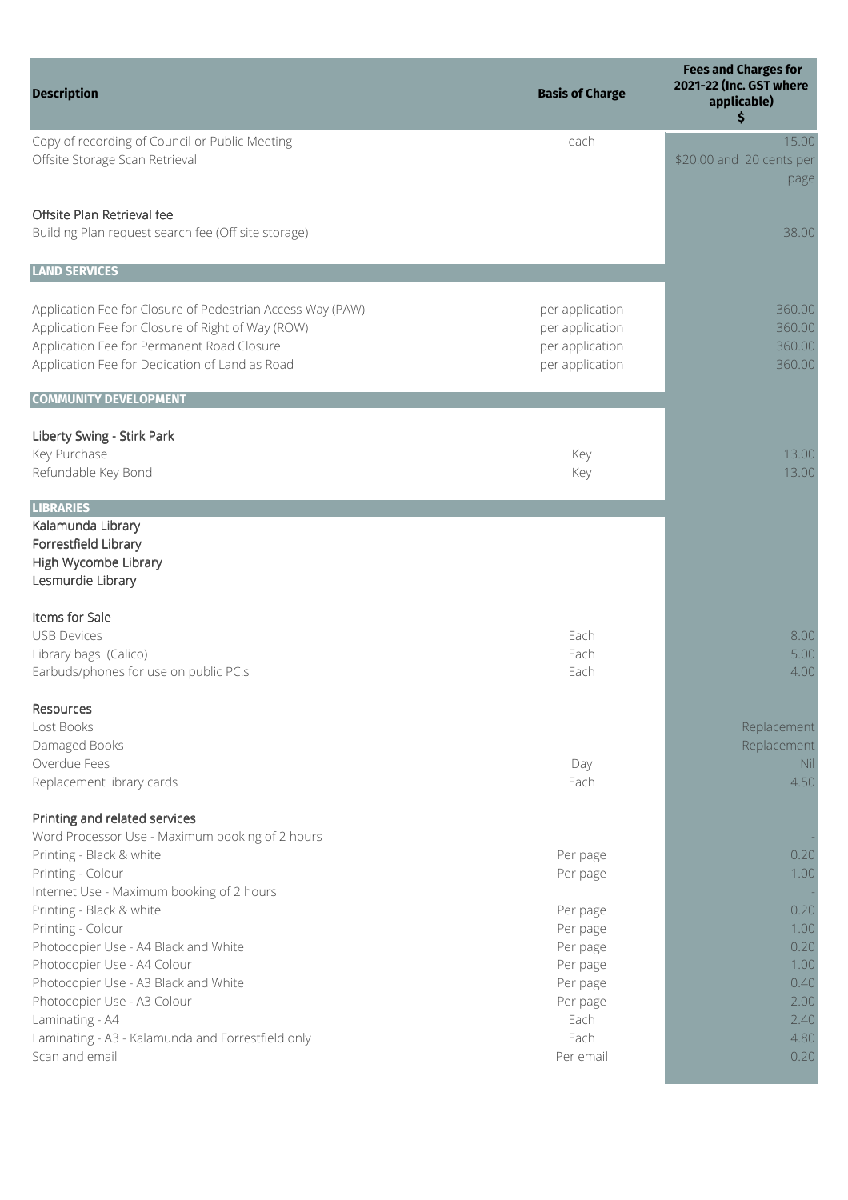| Description | Basis of Charge | Fees and Charges for 2021-22 (Inc. GST where applicable) $ |
|---|---|---|
| Copy of recording of Council or Public Meeting | each | 15.00 |
| Offsite Storage Scan Retrieval | | $20.00 and 20 cents per page |
| Offsite Plan Retrieval fee | | |
| Building Plan request search fee (Off site storage) | | 38.00 |
| **LAND SERVICES** | | |
| Application Fee for Closure of Pedestrian Access Way (PAW) | per application | 360.00 |
| Application Fee for Closure of Right of Way (ROW) | per application | 360.00 |
| Application Fee for Permanent Road Closure | per application | 360.00 |
| Application Fee for Dedication of Land as Road | per application | 360.00 |
| **COMMUNITY DEVELOPMENT** | | |
| Liberty Swing - Stirk Park | | |
| Key Purchase | Key | 13.00 |
| Refundable Key Bond | Key | 13.00 |
| **LIBRARIES** | | |
| Kalamunda Library | | |
| Forrestfield Library | | |
| High Wycombe Library | | |
| Lesmurdie Library | | |
| Items for Sale | | |
| USB Devices | Each | 8.00 |
| Library bags (Calico) | Each | 5.00 |
| Earbuds/phones for use on public PC.s | Each | 4.00 |
| Resources | | |
| Lost Books | | Replacement |
| Damaged Books | | Replacement |
| Overdue Fees | Day | Nil |
| Replacement library cards | Each | 4.50 |
| Printing and related services | | |
| Word Processor Use - Maximum booking of 2 hours | | - |
| Printing - Black & white | Per page | 0.20 |
| Printing - Colour | Per page | 1.00 |
| Internet Use - Maximum booking of 2 hours | | - |
| Printing - Black & white | Per page | 0.20 |
| Printing - Colour | Per page | 1.00 |
| Photocopier Use - A4 Black and White | Per page | 0.20 |
| Photocopier Use - A4 Colour | Per page | 1.00 |
| Photocopier Use - A3 Black and White | Per page | 0.40 |
| Photocopier Use - A3 Colour | Per page | 2.00 |
| Laminating - A4 | Each | 2.40 |
| Laminating - A3 - Kalamunda and Forrestfield only | Each | 4.80 |
| Scan and email | Per email | 0.20 |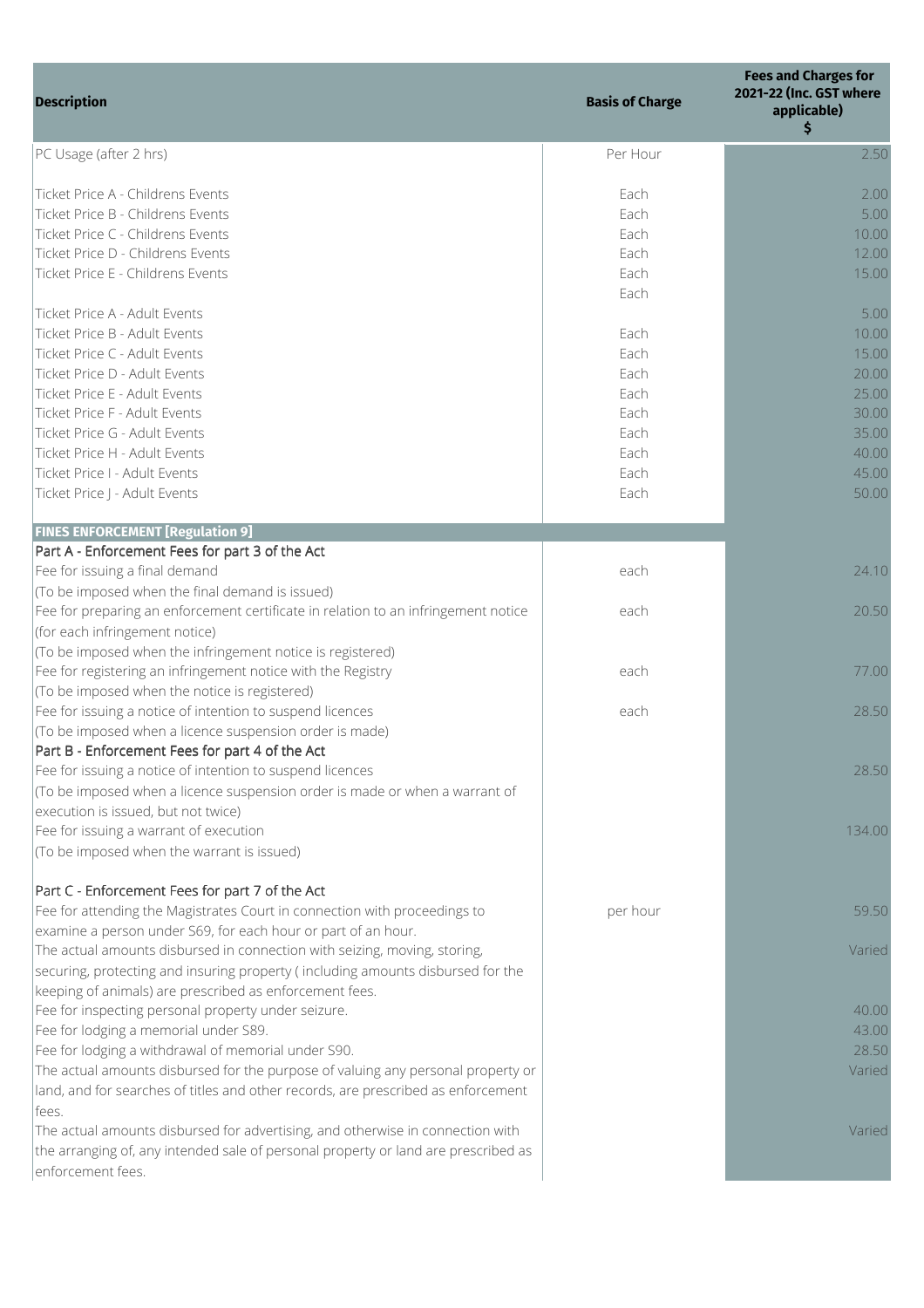| Description | Basis of Charge | Fees and Charges for 2021-22 (Inc. GST where applicable) $ |
|---|---|---|
| PC Usage (after 2 hrs) | Per Hour | 2.50 |
| Ticket Price A - Childrens Events | Each | 2.00 |
| Ticket Price B - Childrens Events | Each | 5.00 |
| Ticket Price C - Childrens Events | Each | 10.00 |
| Ticket Price D - Childrens Events | Each | 12.00 |
| Ticket Price E - Childrens Events | Each | 15.00 |
| | Each | |
| Ticket Price A - Adult Events | | 5.00 |
| Ticket Price B - Adult Events | Each | 10.00 |
| Ticket Price C - Adult Events | Each | 15.00 |
| Ticket Price D - Adult Events | Each | 20.00 |
| Ticket Price E - Adult Events | Each | 25.00 |
| Ticket Price F - Adult Events | Each | 30.00 |
| Ticket Price G - Adult Events | Each | 35.00 |
| Ticket Price H - Adult Events | Each | 40.00 |
| Ticket Price I - Adult Events | Each | 45.00 |
| Ticket Price J - Adult Events | Each | 50.00 |
| **FINES ENFORCEMENT [Regulation 9]** | | |
| Part A - Enforcement Fees for part 3 of the Act | | |
| Fee for issuing a final demand (To be imposed when the final demand is issued) | each | 24.10 |
| Fee for preparing an enforcement certificate in relation to an infringement notice (for each infringement notice) (To be imposed when the infringement notice is registered) | each | 20.50 |
| Fee for registering an infringement notice with the Registry (To be imposed when the notice is registered) | each | 77.00 |
| Fee for issuing a notice of intention to suspend licences (To be imposed when a licence suspension order is made) | each | 28.50 |
| Part B - Enforcement Fees for part 4 of the Act | | |
| Fee for issuing a notice of intention to suspend licences (To be imposed when a licence suspension order is made or when a warrant of execution is issued, but not twice) | | 28.50 |
| Fee for issuing a warrant of execution (To be imposed when the warrant is issued) | | 134.00 |
| Part C - Enforcement Fees for part 7 of the Act | | |
| Fee for attending the Magistrates Court in connection with proceedings to examine a person under S69, for each hour or part of an hour. | per hour | 59.50 |
| The actual amounts disbursed in connection with seizing, moving, storing, securing, protecting and insuring property ( including amounts disbursed for the keeping of animals) are prescribed as enforcement fees. | | Varied |
| Fee for inspecting personal property under seizure. | | 40.00 |
| Fee for lodging a memorial under S89. | | 43.00 |
| Fee for lodging a withdrawal of memorial under S90. | | 28.50 |
| The actual amounts disbursed for the purpose of valuing any personal property or land, and for searches of titles and other records, are prescribed as enforcement fees. | | Varied |
| The actual amounts disbursed for advertising, and otherwise in connection with the arranging of, any intended sale of personal property or land are prescribed as enforcement fees. | | Varied |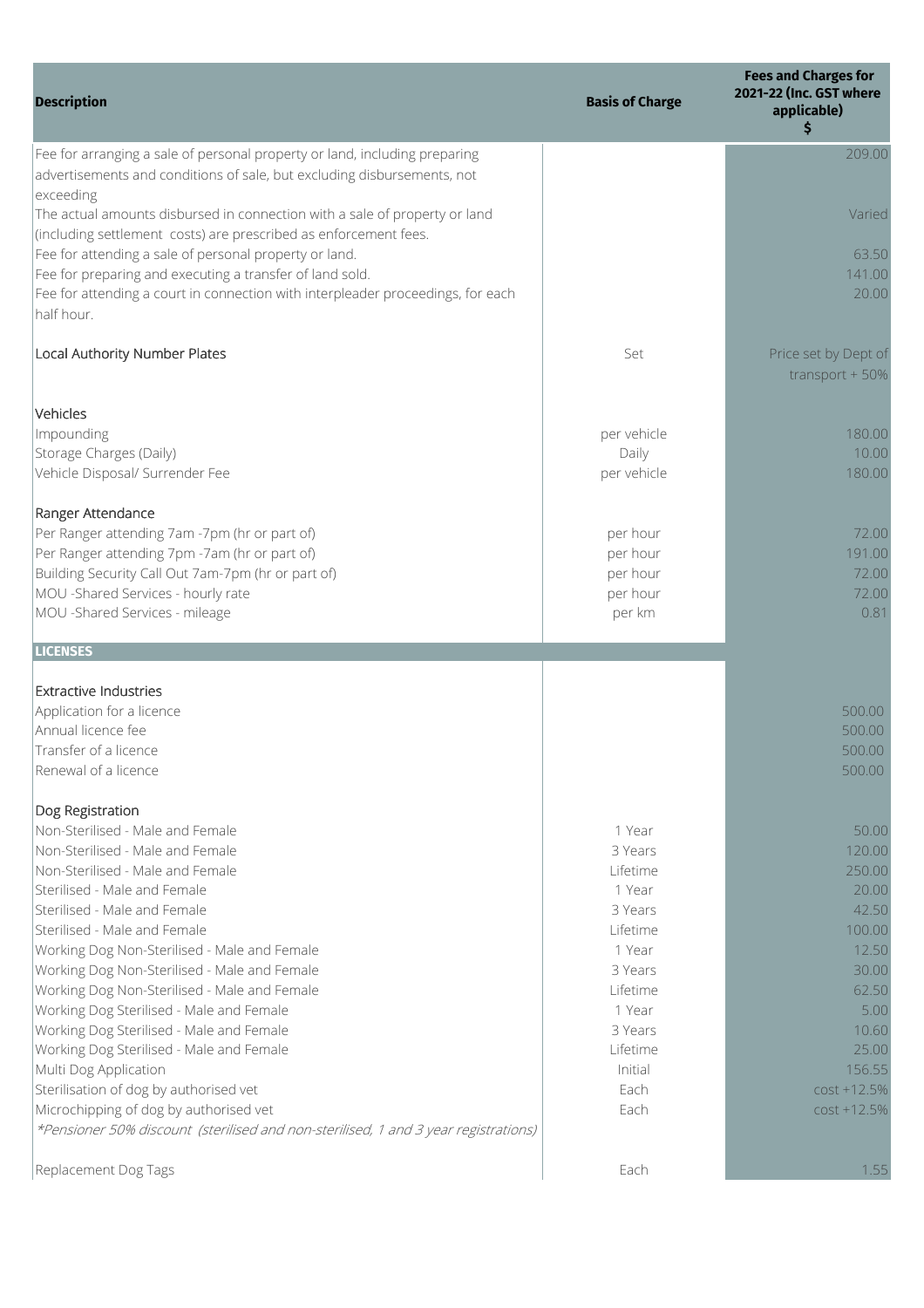| Description | Basis of Charge | Fees and Charges for 2021-22 (Inc. GST where applicable) $ |
|---|---|---|
| Fee for arranging a sale of personal property or land, including preparing advertisements and conditions of sale, but excluding disbursements, not exceeding | | 209.00 |
| The actual amounts disbursed in connection with a sale of property or land (including settlement costs) are prescribed as enforcement fees. | | Varied |
| Fee for attending a sale of personal property or land. | | 63.50 |
| Fee for preparing and executing a transfer of land sold. | | 141.00 |
| Fee for attending a court in connection with interpleader proceedings, for each half hour. | | 20.00 |
| | | |
| Local Authority Number Plates | Set | Price set by Dept of transport + 50% |
| | | |
| Vehicles | | |
| Impounding | per vehicle | 180.00 |
| Storage Charges (Daily) | Daily | 10.00 |
| Vehicle Disposal/ Surrender Fee | per vehicle | 180.00 |
| | | |
| Ranger Attendance | | |
| Per Ranger attending 7am -7pm (hr or part of) | per hour | 72.00 |
| Per Ranger attending 7pm -7am (hr or part of) | per hour | 191.00 |
| Building Security Call Out 7am-7pm (hr or part of) | per hour | 72.00 |
| MOU -Shared Services - hourly rate | per hour | 72.00 |
| MOU -Shared Services - mileage | per km | 0.81 |
| **LICENSES** | | |
| | | |
| Extractive Industries | | |
| Application for a licence | | 500.00 |
| Annual licence fee | | 500.00 |
| Transfer of a licence | | 500.00 |
| Renewal of a licence | | 500.00 |
| | | |
| Dog Registration | | |
| Non-Sterilised - Male and Female | 1 Year | 50.00 |
| Non-Sterilised - Male and Female | 3 Years | 120.00 |
| Non-Sterilised - Male and Female | Lifetime | 250.00 |
| Sterilised - Male and Female | 1 Year | 20.00 |
| Sterilised - Male and Female | 3 Years | 42.50 |
| Sterilised - Male and Female | Lifetime | 100.00 |
| Working Dog Non-Sterilised - Male and Female | 1 Year | 12.50 |
| Working Dog Non-Sterilised - Male and Female | 3 Years | 30.00 |
| Working Dog Non-Sterilised - Male and Female | Lifetime | 62.50 |
| Working Dog Sterilised - Male and Female | 1 Year | 5.00 |
| Working Dog Sterilised - Male and Female | 3 Years | 10.60 |
| Working Dog Sterilised - Male and Female | Lifetime | 25.00 |
| Multi Dog Application | Initial | 156.55 |
| Sterilisation of dog by authorised vet | Each | cost +12.5% |
| Microchipping of dog by authorised vet | Each | cost +12.5% |
| *Pensioner 50% discount (sterilised and non-sterilised, 1 and 3 year registrations)* | | |
| | | |
| Replacement Dog Tags | Each | 1.55 |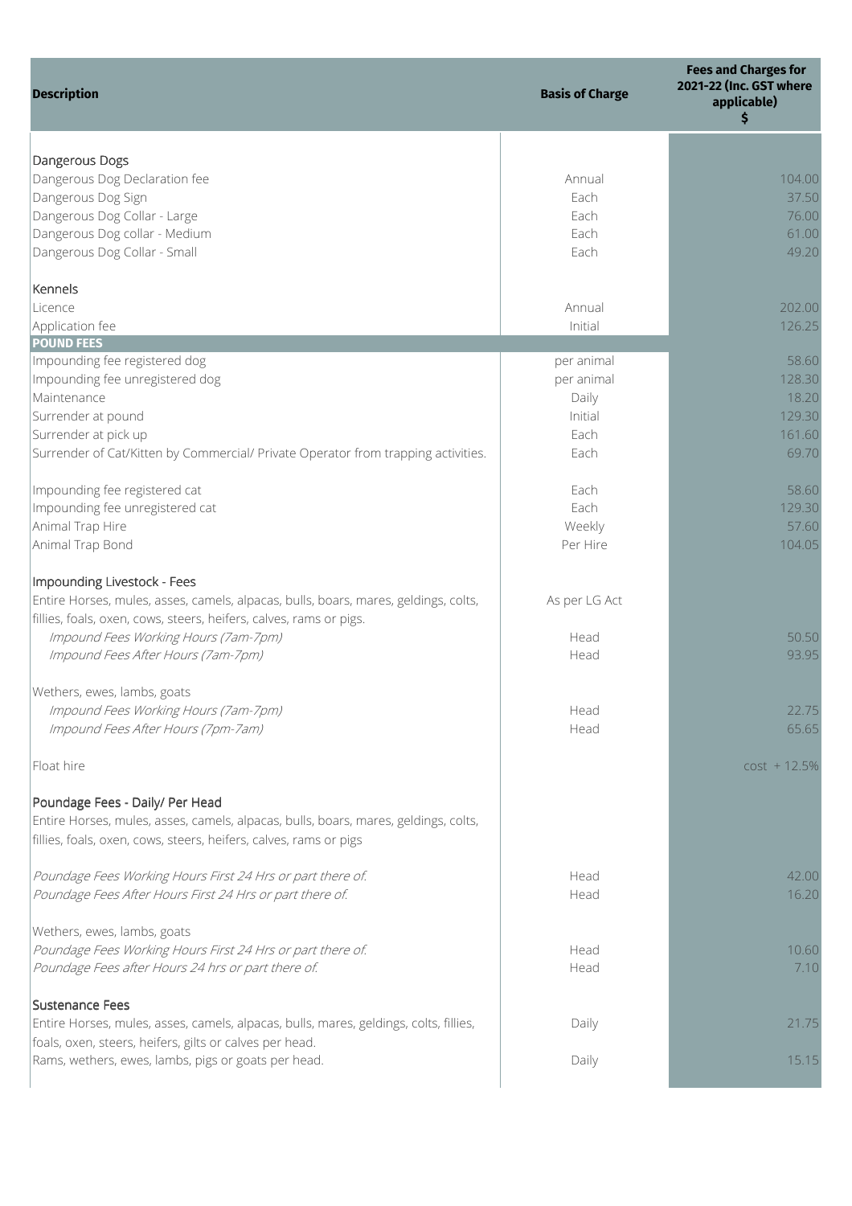| Description | Basis of Charge | Fees and Charges for 2021-22 (Inc. GST where applicable) $ |
|---|---|---|
| Dangerous Dogs | | |
| Dangerous Dog Declaration fee | Annual | 104.00 |
| Dangerous Dog Sign | Each | 37.50 |
| Dangerous Dog Collar - Large | Each | 76.00 |
| Dangerous Dog collar - Medium | Each | 61.00 |
| Dangerous Dog Collar - Small | Each | 49.20 |
| Kennels | | |
| Licence | Annual | 202.00 |
| Application fee | Initial | 126.25 |
| **POUND FEES** | | |
| Impounding fee registered dog | per animal | 58.60 |
| Impounding fee unregistered dog | per animal | 128.30 |
| Maintenance | Daily | 18.20 |
| Surrender at pound | Initial | 129.30 |
| Surrender at pick up | Each | 161.60 |
| Surrender of Cat/Kitten by Commercial/ Private Operator from trapping activities. | Each | 69.70 |
| Impounding fee registered cat | Each | 58.60 |
| Impounding fee unregistered cat | Each | 129.30 |
| Animal Trap Hire | Weekly | 57.60 |
| Animal Trap Bond | Per Hire | 104.05 |
| Impounding Livestock - Fees | | |
| Entire Horses, mules, asses, camels, alpacas, bulls, boars, mares, geldings, colts, fillies, foals, oxen, cows, steers, heifers, calves, rams or pigs. | As per LG Act | |
| *Impound Fees Working Hours (7am-7pm)* | Head | 50.50 |
| *Impound Fees After Hours (7am-7pm)* | Head | 93.95 |
| Wethers, ewes, lambs, goats | | |
| *Impound Fees Working Hours (7am-7pm)* | Head | 22.75 |
| *Impound Fees After Hours (7pm-7am)* | Head | 65.65 |
| Float hire | | cost + 12.5% |
| Poundage Fees - Daily/ Per Head | | |
| Entire Horses, mules, asses, camels, alpacas, bulls, boars, mares, geldings, colts, fillies, foals, oxen, cows, steers, heifers, calves, rams or pigs | | |
| *Poundage Fees Working Hours First 24 Hrs or part there of.* | Head | 42.00 |
| *Poundage Fees After Hours First 24 Hrs or part there of.* | Head | 16.20 |
| Wethers, ewes, lambs, goats | | |
| *Poundage Fees Working Hours First 24 Hrs or part there of.* | Head | 10.60 |
| *Poundage Fees after Hours 24 hrs or part there of.* | Head | 7.10 |
| Sustenance Fees | | |
| Entire Horses, mules, asses, camels, alpacas, bulls, boars, mares, geldings, colts, fillies, foals, oxen, steers, heifers, gilts or calves per head. | Daily | 21.75 |
| Rams, wethers, ewes, lambs, pigs or goats per head. | Daily | 15.15 |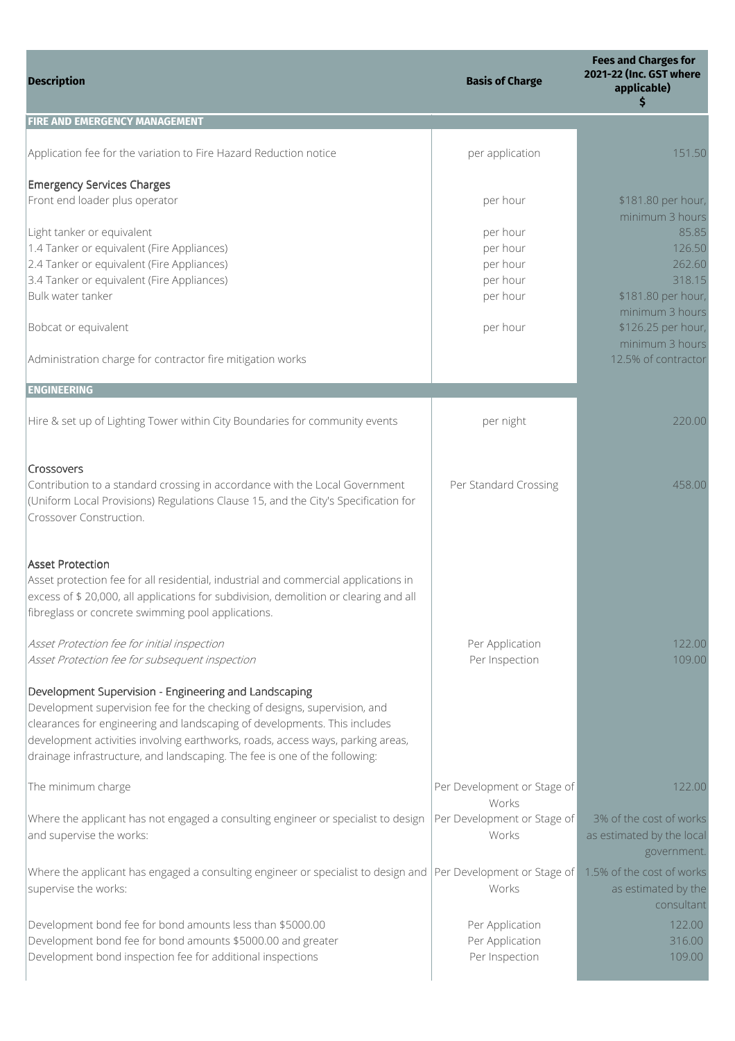| Description | Basis of Charge | Fees and Charges for 2021-22 (Inc. GST where applicable) $ |
|---|---|---|
| **FIRE AND EMERGENCY MANAGEMENT** | | |
| Application fee for the variation to Fire Hazard Reduction notice | per application | 151.50 |
| Emergency Services Charges | | |
| Front end loader plus operator | per hour | $181.80 per hour, minimum 3 hours |
| Light tanker or equivalent | per hour | 85.85 |
| 1.4 Tanker or equivalent (Fire Appliances) | per hour | 126.50 |
| 2.4 Tanker or equivalent (Fire Appliances) | per hour | 262.60 |
| 3.4 Tanker or equivalent (Fire Appliances) | per hour | 318.15 |
| Bulk water tanker | per hour | $181.80 per hour, minimum 3 hours |
| Bobcat or equivalent | per hour | $126.25 per hour, minimum 3 hours |
| Administration charge for contractor fire mitigation works | | 12.5% of contractor |
| **ENGINEERING** | | |
| Hire & set up of Lighting Tower within City Boundaries for community events | per night | 220.00 |
| Crossovers<br>Contribution to a standard crossing in accordance with the Local Government (Uniform Local Provisions) Regulations Clause 15, and the City's Specification for Crossover Construction. | Per Standard Crossing | 458.00 |
| Asset Protection<br>Asset protection fee for all residential, industrial and commercial applications in excess of $ 20,000, all applications for subdivision, demolition or clearing and all fibreglass or concrete swimming pool applications. | | |
| *Asset Protection fee for initial inspection* | Per Application | 122.00 |
| *Asset Protection fee for subsequent inspection* | Per Inspection | 109.00 |
| Development Supervision - Engineering and Landscaping<br>Development supervision fee for the checking of designs, supervision, and clearances for engineering and landscaping of developments. This includes development activities involving earthworks, roads, access ways, parking areas, drainage infrastructure, and landscaping. The fee is one of the following: | | |
| The minimum charge | Per Development or Stage of Works | 122.00 |
| Where the applicant has not engaged a consulting engineer or specialist to design and supervise the works: | Per Development or Stage of Works | 3% of the cost of works as estimated by the local government. |
| Where the applicant has engaged a consulting engineer or specialist to design and supervise the works: | Per Development or Stage of Works | 1.5% of the cost of works as estimated by the consultant |
| Development bond fee for bond amounts less than $5000.00 | Per Application | 122.00 |
| Development bond fee for bond amounts $5000.00 and greater | Per Application | 316.00 |
| Development bond inspection fee for additional inspections | Per Inspection | 109.00 |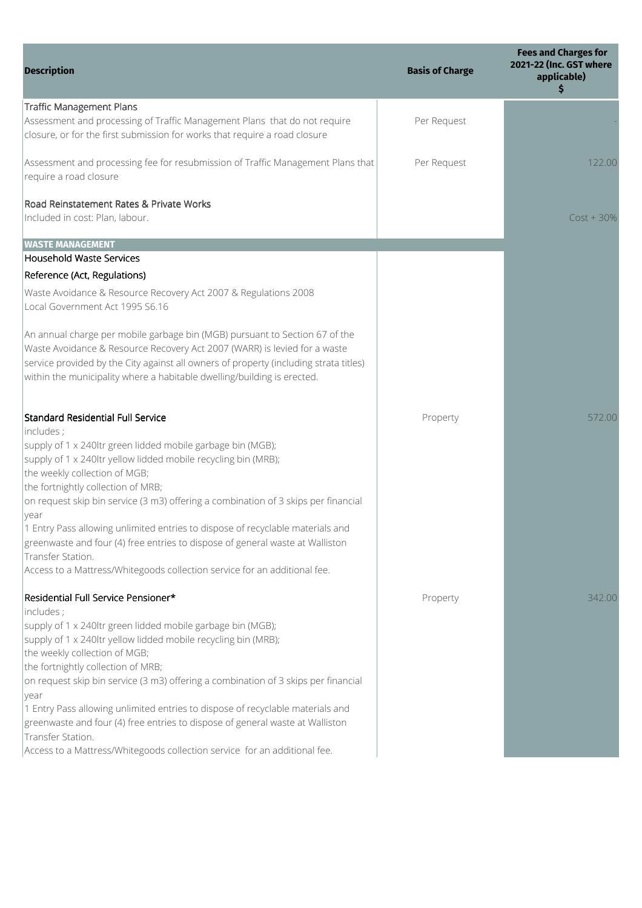| Description | Basis of Charge | Fees and Charges for 2021-22 (Inc. GST where applicable) $ |
|---|---|---|
| Traffic Management Plans<br>Assessment and processing of Traffic Management Plans that do not require closure, or for the first submission for works that require a road closure | Per Request | - |
| Assessment and processing fee for resubmission of Traffic Management Plans that require a road closure | Per Request | 122.00 |
| Road Reinstatement Rates & Private Works<br>Included in cost: Plan, labour. | | Cost + 30% |
| **WASTE MANAGEMENT** | | |
| Household Waste Services | | |
| Reference (Act, Regulations) | | |
| Waste Avoidance & Resource Recovery Act 2007 & Regulations 2008<br>Local Government Act 1995 S6.16 | | |
| An annual charge per mobile garbage bin (MGB) pursuant to Section 67 of the Waste Avoidance & Resource Recovery Act 2007 (WARR) is levied for a waste service provided by the City against all owners of property (including strata titles) within the municipality where a habitable dwelling/building is erected. | | |
| Standard Residential Full Service<br>includes ;<br>supply of 1 x 240ltr green lidded mobile garbage bin (MGB);<br>supply of 1 x 240ltr yellow lidded mobile recycling bin (MRB);<br>the weekly collection of MGB;<br>the fortnightly collection of MRB;<br>on request skip bin service (3 m3) offering a combination of 3 skips per financial year<br>1 Entry Pass allowing unlimited entries to dispose of recyclable materials and greenwaste and four (4) free entries to dispose of general waste at Walliston Transfer Station.<br>Access to a Mattress/Whitegoods collection service for an additional fee. | Property | 572.00 |
| Residential Full Service Pensioner*<br>includes ;<br>supply of 1 x 240ltr green lidded mobile garbage bin (MGB);<br>supply of 1 x 240ltr yellow lidded mobile recycling bin (MRB);<br>the weekly collection of MGB;<br>the fortnightly collection of MRB;<br>on request skip bin service (3 m3) offering a combination of 3 skips per financial year<br>1 Entry Pass allowing unlimited entries to dispose of recyclable materials and greenwaste and four (4) free entries to dispose of general waste at Walliston Transfer Station.<br>Access to a Mattress/Whitegoods collection service for an additional fee. | Property | 342.00 |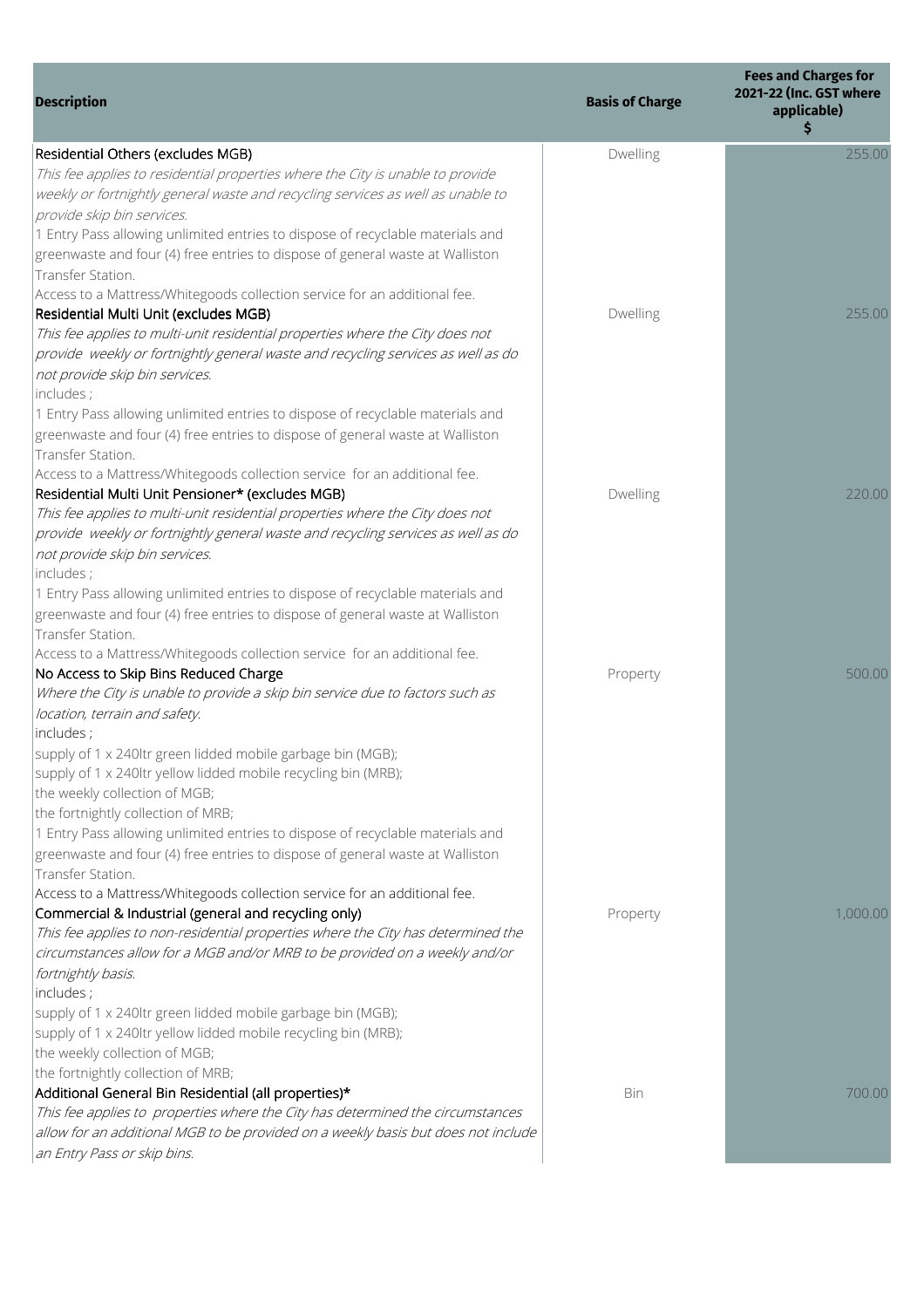| Description | Basis of Charge | Fees and Charges for 2021-22 (Inc. GST where applicable) $ |
| --- | --- | --- |
| Residential Others (excludes MGB)<br>*This fee applies to residential properties where the City is unable to provide weekly or fortnightly general waste and recycling services as well as unable to provide skip bin services.*<br>1 Entry Pass allowing unlimited entries to dispose of recyclable materials and greenwaste and four (4) free entries to dispose of general waste at Walliston Transfer Station.<br>Access to a Mattress/Whitegoods collection service for an additional fee. | Dwelling | 255.00 |
| Residential Multi Unit (excludes MGB)<br>*This fee applies to multi-unit residential properties where the City does not provide weekly or fortnightly general waste and recycling services as well as do not provide skip bin services.*<br>includes ;<br>1 Entry Pass allowing unlimited entries to dispose of recyclable materials and greenwaste and four (4) free entries to dispose of general waste at Walliston Transfer Station.<br>Access to a Mattress/Whitegoods collection service for an additional fee. | Dwelling | 255.00 |
| Residential Multi Unit Pensioner* (excludes MGB)<br>*This fee applies to multi-unit residential properties where the City does not provide weekly or fortnightly general waste and recycling services as well as do not provide skip bin services.*<br>includes ;<br>1 Entry Pass allowing unlimited entries to dispose of recyclable materials and greenwaste and four (4) free entries to dispose of general waste at Walliston Transfer Station.<br>Access to a Mattress/Whitegoods collection service for an additional fee. | Dwelling | 220.00 |
| No Access to Skip Bins Reduced Charge<br>*Where the City is unable to provide a skip bin service due to factors such as location, terrain and safety.*<br>includes ;<br>supply of 1 x 240ltr green lidded mobile garbage bin (MGB);<br>supply of 1 x 240ltr yellow lidded mobile recycling bin (MRB);<br>the weekly collection of MGB;<br>the fortnightly collection of MRB;<br>1 Entry Pass allowing unlimited entries to dispose of recyclable materials and greenwaste and four (4) free entries to dispose of general waste at Walliston Transfer Station.<br>Access to a Mattress/Whitegoods collection service for an additional fee. | Property | 500.00 |
| Commercial & Industrial (general and recycling only)<br>*This fee applies to non-residential properties where the City has determined the circumstances allow for a MGB and/or MRB to be provided on a weekly and/or fortnightly basis.*<br>includes ;<br>supply of 1 x 240ltr green lidded mobile garbage bin (MGB);<br>supply of 1 x 240ltr yellow lidded mobile recycling bin (MRB);<br>the weekly collection of MGB;<br>the fortnightly collection of MRB; | Property | 1,000.00 |
| Additional General Bin Residential (all properties)*<br>*This fee applies to properties where the City has determined the circumstances allow for an additional MGB to be provided on a weekly basis but does not include an Entry Pass or skip bins.* | Bin | 700.00 |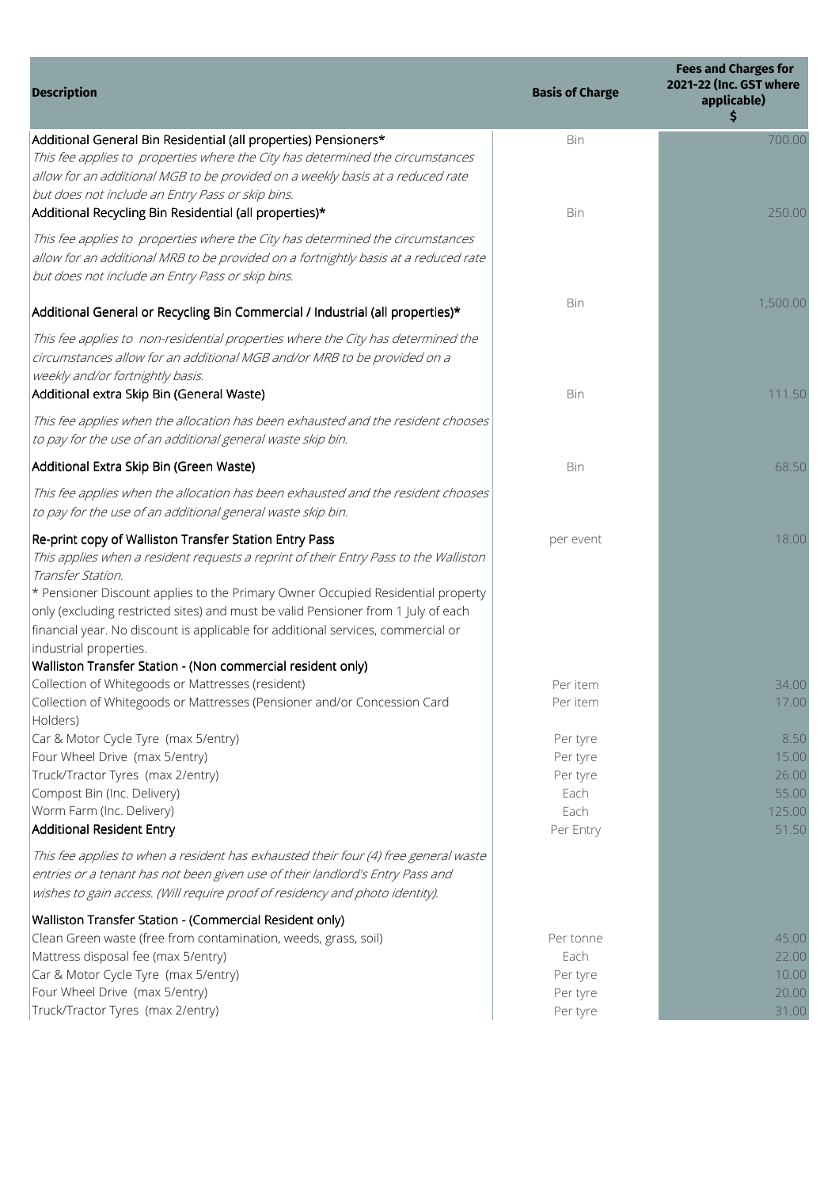| Description | Basis of Charge | Fees and Charges for 2021-22 (Inc. GST where applicable) $ |
|---|---|---|
| Additional General Bin Residential (all properties) Pensioners* | Bin | 700.00 |
| *This fee applies to properties where the City has determined the circumstances allow for an additional MGB to be provided on a weekly basis at a reduced rate but does not include an Entry Pass or skip bins.* | | |
| Additional Recycling Bin Residential (all properties)* | Bin | 250.00 |
| *This fee applies to properties where the City has determined the circumstances allow for an additional MRB to be provided on a fortnightly basis at a reduced rate but does not include an Entry Pass or skip bins.* | | |
| Additional General or Recycling Bin Commercial / Industrial (all properties)* | Bin | 1,500.00 |
| *This fee applies to non-residential properties where the City has determined the circumstances allow for an additional MGB and/or MRB to be provided on a weekly and/or fortnightly basis.* | | |
| Additional extra Skip Bin (General Waste) | Bin | 111.50 |
| *This fee applies when the allocation has been exhausted and the resident chooses to pay for the use of an additional general waste skip bin.* | | |
| Additional Extra Skip Bin (Green Waste) | Bin | 68.50 |
| *This fee applies when the allocation has been exhausted and the resident chooses to pay for the use of an additional general waste skip bin.* | | |
| Re-print copy of Walliston Transfer Station Entry Pass | per event | 18.00 |
| *This applies when a resident requests a reprint of their Entry Pass to the Walliston Transfer Station.* | | |
| * Pensioner Discount applies to the Primary Owner Occupied Residential property only (excluding restricted sites) and must be valid Pensioner from 1 July of each financial year. No discount is applicable for additional services, commercial or industrial properties. | | |
| **Walliston Transfer Station - (Non commercial resident only)** | | |
| Collection of Whitegoods or Mattresses (resident) | Per item | 34.00 |
| Collection of Whitegoods or Mattresses (Pensioner and/or Concession Card Holders) | Per item | 17.00 |
| Car & Motor Cycle Tyre (max 5/entry) | Per tyre | 8.50 |
| Four Wheel Drive (max 5/entry) | Per tyre | 15.00 |
| Truck/Tractor Tyres (max 2/entry) | Per tyre | 26.00 |
| Compost Bin (Inc. Delivery) | Each | 55.00 |
| Worm Farm (Inc. Delivery) | Each | 125.00 |
| Additional Resident Entry | Per Entry | 51.50 |
| *This fee applies to when a resident has exhausted their four (4) free general waste entries or a tenant has not been given use of their landlord's Entry Pass and wishes to gain access. (Will require proof of residency and photo identity).* | | |
| **Walliston Transfer Station - (Commercial Resident only)** | | |
| Clean Green waste (free from contamination, weeds, grass, soil) | Per tonne | 45.00 |
| Mattress disposal fee (max 5/entry) | Each | 22.00 |
| Car & Motor Cycle Tyre (max 5/entry) | Per tyre | 10.00 |
| Four Wheel Drive (max 5/entry) | Per tyre | 20.00 |
| Truck/Tractor Tyres (max 2/entry) | Per tyre | 31.00 |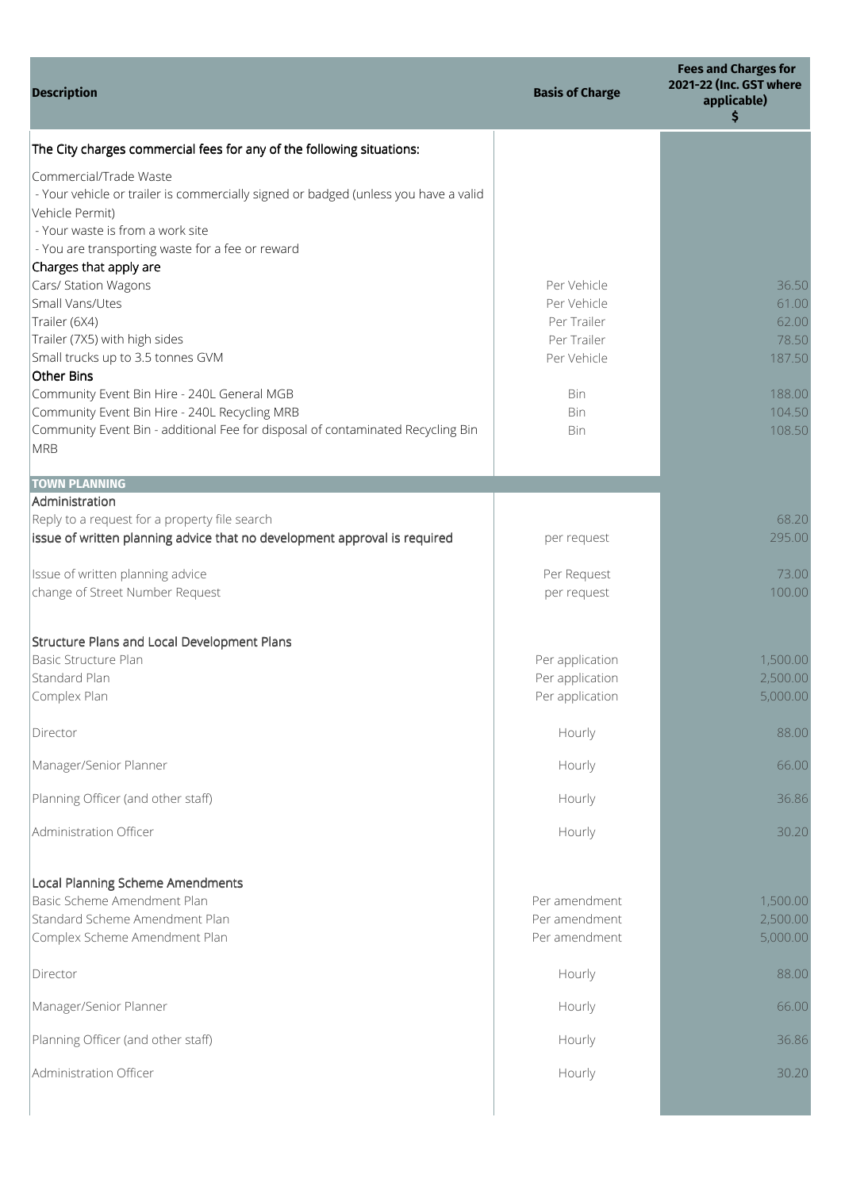| Description | Basis of Charge | Fees and Charges for 2021-22 (Inc. GST where applicable) $ |
|---|---|---|
| The City charges commercial fees for any of the following situations: | | |
| Commercial/Trade Waste | | |
| - Your vehicle or trailer is commercially signed or badged (unless you have a valid Vehicle Permit) | | |
| - Your waste is from a work site | | |
| - You are transporting waste for a fee or reward | | |
| Charges that apply are | | |
| Cars/ Station Wagons | Per Vehicle | 36.50 |
| Small Vans/Utes | Per Vehicle | 61.00 |
| Trailer (6X4) | Per Trailer | 62.00 |
| Trailer (7X5) with high sides | Per Trailer | 78.50 |
| Small trucks up to 3.5 tonnes GVM | Per Vehicle | 187.50 |
| Other Bins | | |
| Community Event Bin Hire - 240L General MGB | Bin | 188.00 |
| Community Event Bin Hire - 240L Recycling MRB | Bin | 104.50 |
| Community Event Bin - additional Fee for disposal of contaminated Recycling Bin MRB | Bin | 108.50 |
| **TOWN PLANNING** | | |
| Administration | | |
| Reply to a request for a property file search | | 68.20 |
| issue of written planning advice that no development approval is required | per request | 295.00 |
| Issue of written planning advice | Per Request | 73.00 |
| change of Street Number Request | per request | 100.00 |
| Structure Plans and Local Development Plans | | |
| Basic Structure Plan | Per application | 1,500.00 |
| Standard Plan | Per application | 2,500.00 |
| Complex Plan | Per application | 5,000.00 |
| Director | Hourly | 88.00 |
| Manager/Senior Planner | Hourly | 66.00 |
| Planning Officer (and other staff) | Hourly | 36.86 |
| Administration Officer | Hourly | 30.20 |
| Local Planning Scheme Amendments | | |
| Basic Scheme Amendment Plan | Per amendment | 1,500.00 |
| Standard Scheme Amendment Plan | Per amendment | 2,500.00 |
| Complex Scheme Amendment Plan | Per amendment | 5,000.00 |
| Director | Hourly | 88.00 |
| Manager/Senior Planner | Hourly | 66.00 |
| Planning Officer (and other staff) | Hourly | 36.86 |
| Administration Officer | Hourly | 30.20 |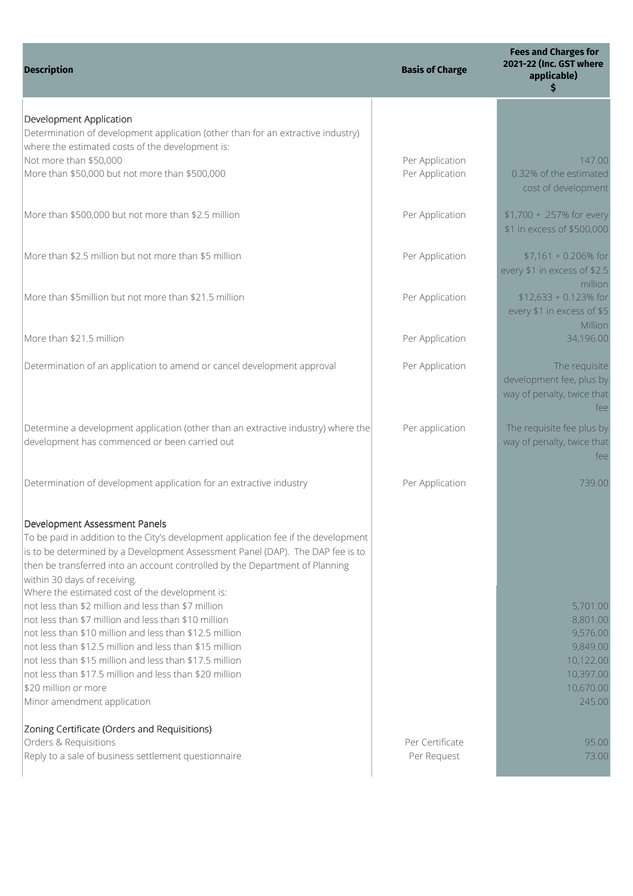| Description | Basis of Charge | Fees and Charges for 2021-22 (Inc. GST where applicable) $ |
|---|---|---|
| Development Application | | |
| Determination of development application (other than for an extractive industry) where the estimated costs of the development is: | | |
| Not more than $50,000 | Per Application | 147.00 |
| More than $50,000 but not more than $500,000 | Per Application | 0.32% of the estimated cost of development |
| More than $500,000 but not more than $2.5 million | Per Application | $1,700 + .257% for every $1 in excess of $500,000 |
| More than $2.5 million but not more than $5 million | Per Application | $7,161 + 0.206% for every $1 in excess of $2.5 million |
| More than $5million but not more than $21.5 million | Per Application | $12,633 + 0.123% for every $1 in excess of $5 Million |
| More than $21.5 million | Per Application | 34,196.00 |
| Determination of an application to amend or cancel development approval | Per Application | The requisite development fee, plus by way of penalty, twice that fee |
| Determine a development application (other than an extractive industry) where the development has commenced or been carried out | Per application | The requisite fee plus by way of penalty, twice that fee |
| Determination of development application for an extractive industry | Per Application | 739.00 |
| Development Assessment Panels | | |
| To be paid in addition to the City's development application fee if the development is to be determined by a Development Assessment Panel (DAP). The DAP fee is to then be transferred into an account controlled by the Department of Planning within 30 days of receiving. | | |
| Where the estimated cost of the development is: | | |
| not less than $2 million and less than $7 million | | 5,701.00 |
| not less than $7 million and less than $10 million | | 8,801.00 |
| not less than $10 million and less than $12.5 million | | 9,576.00 |
| not less than $12.5 million and less than $15 million | | 9,849.00 |
| not less than $15 million and less than $17.5 million | | 10,122.00 |
| not less than $17.5 million and less than $20 million | | 10,397.00 |
| $20 million or more | | 10,670.00 |
| Minor amendment application | | 245.00 |
| Zoning Certificate (Orders and Requisitions) | | |
| Orders & Requisitions | Per Certificate | 95.00 |
| Reply to a sale of business settlement questionnaire | Per Request | 73.00 |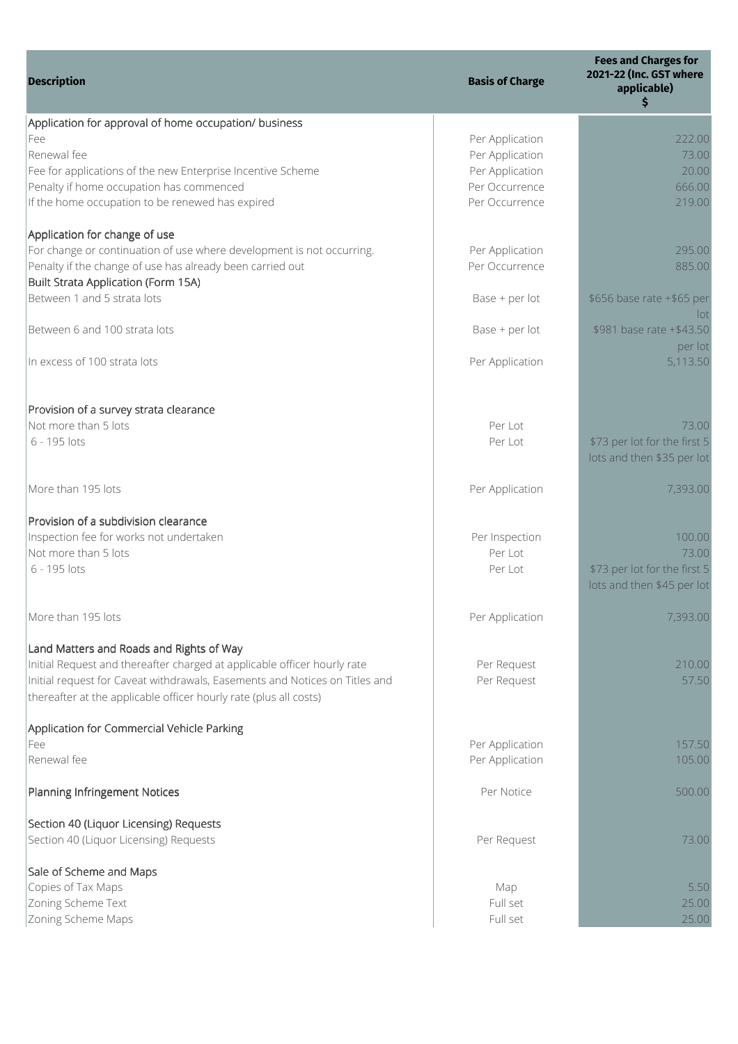| Description | Basis of Charge | Fees and Charges for 2021-22 (Inc. GST where applicable) $ |
|---|---|---|
| Application for approval of home occupation/ business | | |
| Fee | Per Application | 222.00 |
| Renewal fee | Per Application | 73.00 |
| Fee for applications of the new Enterprise Incentive Scheme | Per Application | 20.00 |
| Penalty if home occupation has commenced | Per Occurrence | 666.00 |
| If the home occupation to be renewed has expired | Per Occurrence | 219.00 |
| | | |
| Application for change of use | | |
| For change or continuation of use where development is not occurring. | Per Application | 295.00 |
| Penalty if the change of use has already been carried out | Per Occurrence | 885.00 |
| Built Strata Application (Form 15A) | | |
| Between 1 and 5 strata lots | Base + per lot | $656 base rate +$65 per lot |
| Between 6 and 100 strata lots | Base + per lot | $981 base rate +$43.50 per lot |
| In excess of 100 strata lots | Per Application | 5,113.50 |
| | | |
| Provision of a survey strata clearance | | |
| Not more than 5 lots | Per Lot | 73.00 |
| 6 - 195 lots | Per Lot | $73 per lot for the first 5 lots and then $35 per lot |
| More than 195 lots | Per Application | 7,393.00 |
| | | |
| Provision of a subdivision clearance | | |
| Inspection fee for works not undertaken | Per Inspection | 100.00 |
| Not more than 5 lots | Per Lot | 73.00 |
| 6 - 195 lots | Per Lot | $73 per lot for the first 5 lots and then $45 per lot |
| More than 195 lots | Per Application | 7,393.00 |
| | | |
| Land Matters and Roads and Rights of Way | | |
| Initial Request and thereafter charged at applicable officer hourly rate | Per Request | 210.00 |
| Initial request for Caveat withdrawals, Easements and Notices on Titles and thereafter at the applicable officer hourly rate (plus all costs) | Per Request | 57.50 |
| | | |
| Application for Commercial Vehicle Parking | | |
| Fee | Per Application | 157.50 |
| Renewal fee | Per Application | 105.00 |
| | | |
| Planning Infringement Notices | Per Notice | 500.00 |
| | | |
| Section 40 (Liquor Licensing) Requests | | |
| Section 40 (Liquor Licensing) Requests | Per Request | 73.00 |
| | | |
| Sale of Scheme and Maps | | |
| Copies of Tax Maps | Map | 5.50 |
| Zoning Scheme Text | Full set | 25.00 |
| Zoning Scheme Maps | Full set | 25.00 |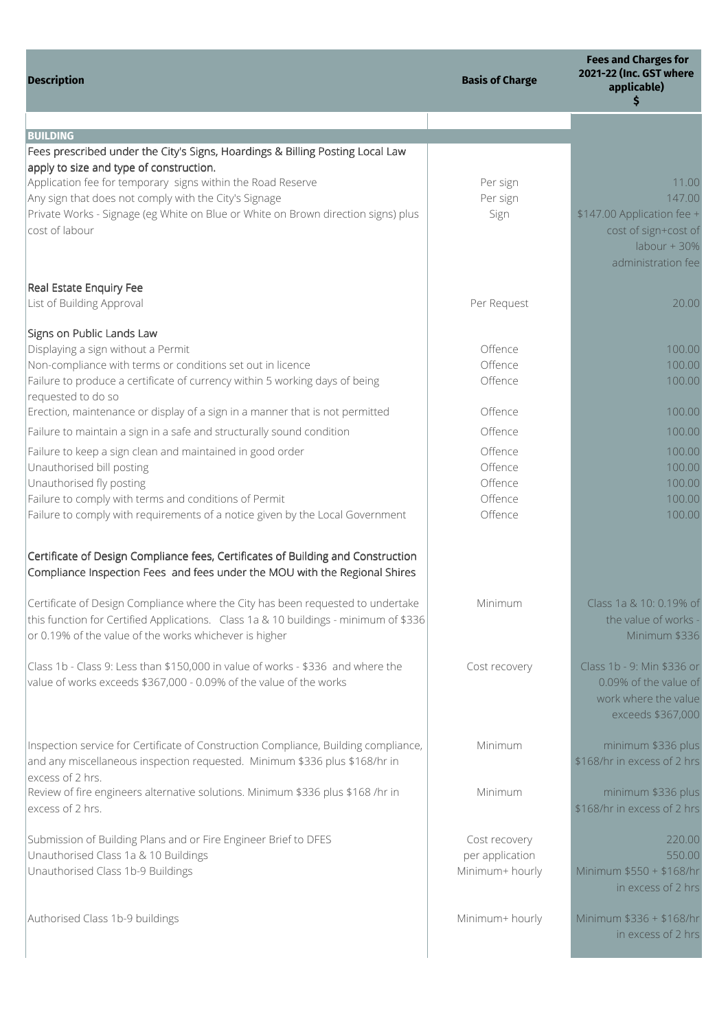| Description | Basis of Charge | Fees and Charges for 2021-22 (Inc. GST where applicable) $ |
|---|---|---|
| **BUILDING** | | |
| Fees prescribed under the City's Signs, Hoardings & Billing Posting Local Law apply to size and type of construction. | | |
| Application fee for temporary signs within the Road Reserve | Per sign | 11.00 |
| Any sign that does not comply with the City's Signage | Per sign | 147.00 |
| Private Works - Signage (eg White on Blue or White on Brown direction signs) plus cost of labour | Sign | $147.00 Application fee + cost of sign+cost of labour + 30% administration fee |
| Real Estate Enquiry Fee | | |
| List of Building Approval | Per Request | 20.00 |
| Signs on Public Lands Law | | |
| Displaying a sign without a Permit | Offence | 100.00 |
| Non-compliance with terms or conditions set out in licence | Offence | 100.00 |
| Failure to produce a certificate of currency within 5 working days of being requested to do so | Offence | 100.00 |
| Erection, maintenance or display of a sign in a manner that is not permitted | Offence | 100.00 |
| Failure to maintain a sign in a safe and structurally sound condition | Offence | 100.00 |
| Failure to keep a sign clean and maintained in good order | Offence | 100.00 |
| Unauthorised bill posting | Offence | 100.00 |
| Unauthorised fly posting | Offence | 100.00 |
| Failure to comply with terms and conditions of Permit | Offence | 100.00 |
| Failure to comply with requirements of a notice given by the Local Government | Offence | 100.00 |
| Certificate of Design Compliance fees, Certificates of Building and Construction Compliance Inspection Fees and fees under the MOU with the Regional Shires | | |
| Certificate of Design Compliance where the City has been requested to undertake this function for Certified Applications. Class 1a & 10 buildings - minimum of $336 or 0.19% of the value of the works whichever is higher | Minimum | Class 1a & 10: 0.19% of the value of works - Minimum $336 |
| Class 1b - Class 9: Less than $150,000 in value of works - $336 and where the value of works exceeds $367,000 - 0.09% of the value of the works | Cost recovery | Class 1b - 9: Min $336 or 0.09% of the value of work where the value exceeds $367,000 |
| Inspection service for Certificate of Construction Compliance, Building compliance, and any miscellaneous inspection requested. Minimum $336 plus $168/hr in excess of 2 hrs. | Minimum | minimum $336 plus $168/hr in excess of 2 hrs |
| Review of fire engineers alternative solutions. Minimum $336 plus $168 /hr in excess of 2 hrs. | Minimum | minimum $336 plus $168/hr in excess of 2 hrs |
| Submission of Building Plans and or Fire Engineer Brief to DFES | Cost recovery | 220.00 |
| Unauthorised Class 1a & 10 Buildings | per application | 550.00 |
| Unauthorised Class 1b-9 Buildings | Minimum+ hourly | Minimum $550 + $168/hr in excess of 2 hrs |
| Authorised Class 1b-9 buildings | Minimum+ hourly | Minimum $336 + $168/hr in excess of 2 hrs |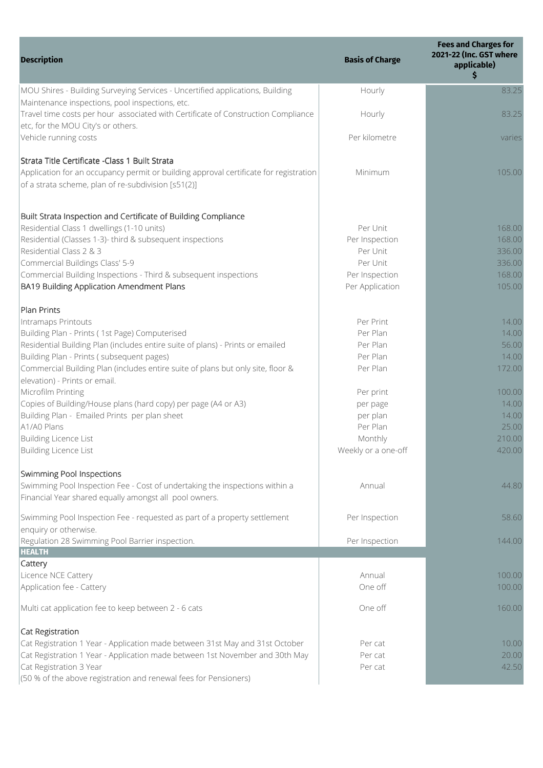| Description | Basis of Charge | Fees and Charges for 2021-22 (Inc. GST where applicable) $ |
|---|---|---|
| MOU Shires - Building Surveying Services - Uncertified applications, Building Maintenance inspections, pool inspections, etc. | Hourly | 83.25 |
| Travel time costs per hour associated with Certificate of Construction Compliance etc, for the MOU City's or others. | Hourly | 83.25 |
| Vehicle running costs | Per kilometre | varies |
| Strata Title Certificate -Class 1 Built Strata | | |
| Application for an occupancy permit or building approval certificate for registration of a strata scheme, plan of re-subdivision [s51(2)] | Minimum | 105.00 |
| Built Strata Inspection and Certificate of Building Compliance | | |
| Residential Class 1 dwellings (1-10 units) | Per Unit | 168.00 |
| Residential (Classes 1-3)- third & subsequent inspections | Per Inspection | 168.00 |
| Residential Class 2 & 3 | Per Unit | 336.00 |
| Commercial Buildings Class' 5-9 | Per Unit | 336.00 |
| Commercial Building Inspections - Third & subsequent inspections | Per Inspection | 168.00 |
| BA19 Building Application Amendment Plans | Per Application | 105.00 |
| Plan Prints | | |
| Intramaps Printouts | Per Print | 14.00 |
| Building Plan - Prints ( 1st Page) Computerised | Per Plan | 14.00 |
| Residential Building Plan (includes entire suite of plans) - Prints or emailed | Per Plan | 56.00 |
| Building Plan - Prints ( subsequent pages) | Per Plan | 14.00 |
| Commercial Building Plan (includes entire suite of plans but only site, floor & elevation) - Prints or email. | Per Plan | 172.00 |
| Microfilm Printing | Per print | 100.00 |
| Copies of Building/House plans (hard copy) per page (A4 or A3) | per page | 14.00 |
| Building Plan - Emailed Prints per plan sheet | per plan | 14.00 |
| A1/A0 Plans | Per Plan | 25.00 |
| Building Licence List | Monthly | 210.00 |
| Building Licence List | Weekly or a one-off | 420.00 |
| Swimming Pool Inspections | | |
| Swimming Pool Inspection Fee - Cost of undertaking the inspections within a Financial Year shared equally amongst all pool owners. | Annual | 44.80 |
| Swimming Pool Inspection Fee - requested as part of a property settlement enquiry or otherwise. | Per Inspection | 58.60 |
| Regulation 28 Swimming Pool Barrier inspection. | Per Inspection | 144.00 |
| **HEALTH** | | |
| Cattery | | |
| Licence NCE Cattery | Annual | 100.00 |
| Application fee - Cattery | One off | 100.00 |
| Multi cat application fee to keep between 2 - 6 cats | One off | 160.00 |
| Cat Registration | | |
| Cat Registration 1 Year - Application made between 31st May and 31st October | Per cat | 10.00 |
| Cat Registration 1 Year - Application made between 1st November and 30th May | Per cat | 20.00 |
| Cat Registration 3 Year | Per cat | 42.50 |
| (50 % of the above registration and renewal fees for Pensioners) | | |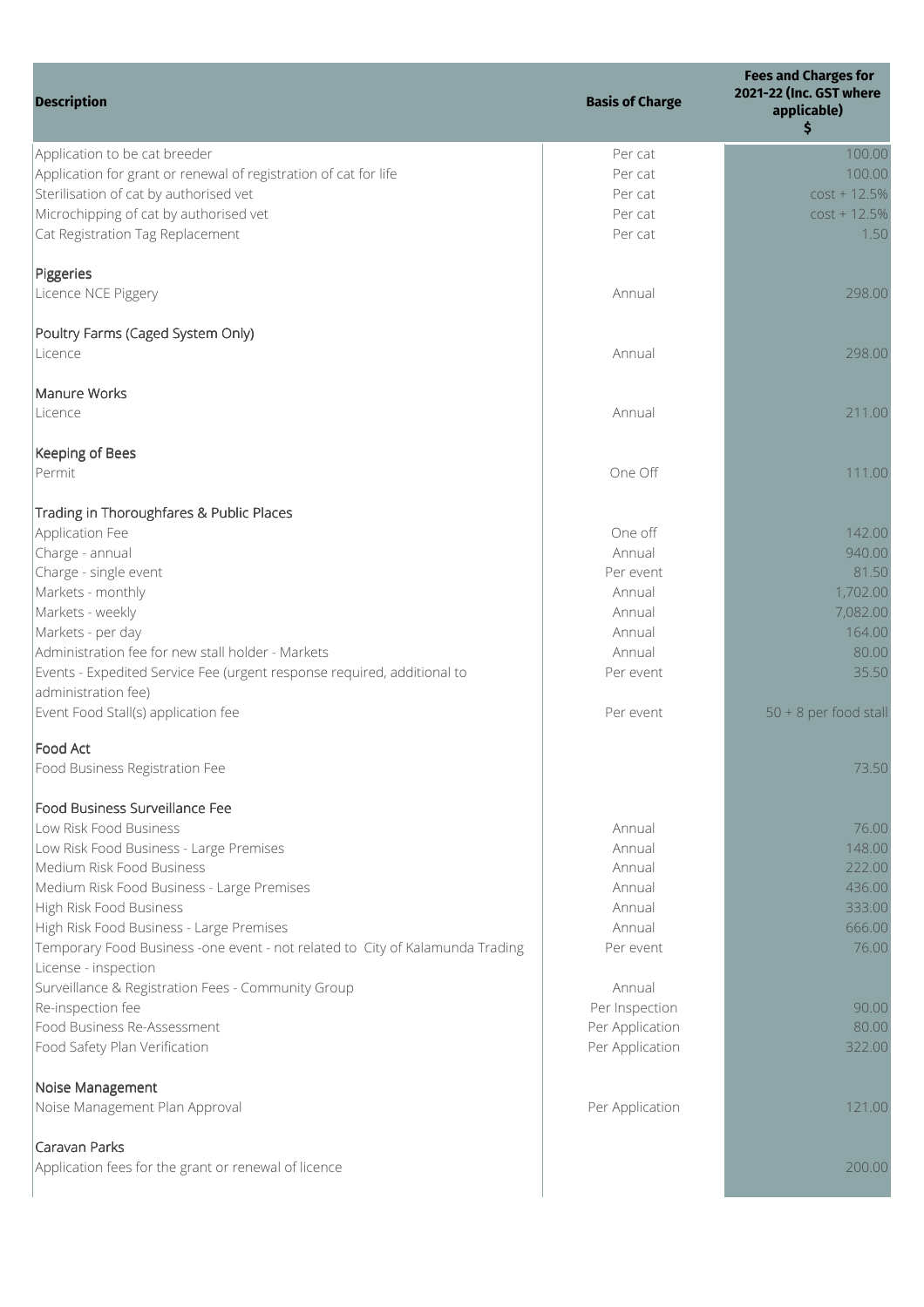| Description | Basis of Charge | Fees and Charges for 2021-22 (Inc. GST where applicable) $ |
|---|---|---|
| Application to be cat breeder | Per cat | 100.00 |
| Application for grant or renewal of registration of cat for life | Per cat | 100.00 |
| Sterilisation of cat by authorised vet | Per cat | cost + 12.5% |
| Microchipping of cat by authorised vet | Per cat | cost + 12.5% |
| Cat Registration Tag Replacement | Per cat | 1.50 |
| **Piggeries** | | |
| Licence NCE Piggery | Annual | 298.00 |
| **Poultry Farms (Caged System Only)** | | |
| Licence | Annual | 298.00 |
| **Manure Works** | | |
| Licence | Annual | 211.00 |
| **Keeping of Bees** | | |
| Permit | One Off | 111.00 |
| **Trading in Thoroughfares & Public Places** | | |
| Application Fee | One off | 142.00 |
| Charge - annual | Annual | 940.00 |
| Charge - single event | Per event | 81.50 |
| Markets - monthly | Annual | 1,702.00 |
| Markets - weekly | Annual | 7,082.00 |
| Markets - per day | Annual | 164.00 |
| Administration fee for new stall holder - Markets | Annual | 80.00 |
| Events - Expedited Service Fee (urgent response required, additional to administration fee) | Per event | 35.50 |
| Event Food Stall(s) application fee | Per event | 50 + 8 per food stall |
| **Food Act** | | |
| Food Business Registration Fee | | 73.50 |
| **Food Business Surveillance Fee** | | |
| Low Risk Food Business | Annual | 76.00 |
| Low Risk Food Business - Large Premises | Annual | 148.00 |
| Medium Risk Food Business | Annual | 222.00 |
| Medium Risk Food Business - Large Premises | Annual | 436.00 |
| High Risk Food Business | Annual | 333.00 |
| High Risk Food Business - Large Premises | Annual | 666.00 |
| Temporary Food Business -one event - not related to City of Kalamunda Trading License - inspection | Per event | 76.00 |
| Surveillance & Registration Fees - Community Group | Annual | |
| Re-inspection fee | Per Inspection | 90.00 |
| Food Business Re-Assessment | Per Application | 80.00 |
| Food Safety Plan Verification | Per Application | 322.00 |
| **Noise Management** | | |
| Noise Management Plan Approval | Per Application | 121.00 |
| **Caravan Parks** | | |
| Application fees for the grant or renewal of licence | | 200.00 |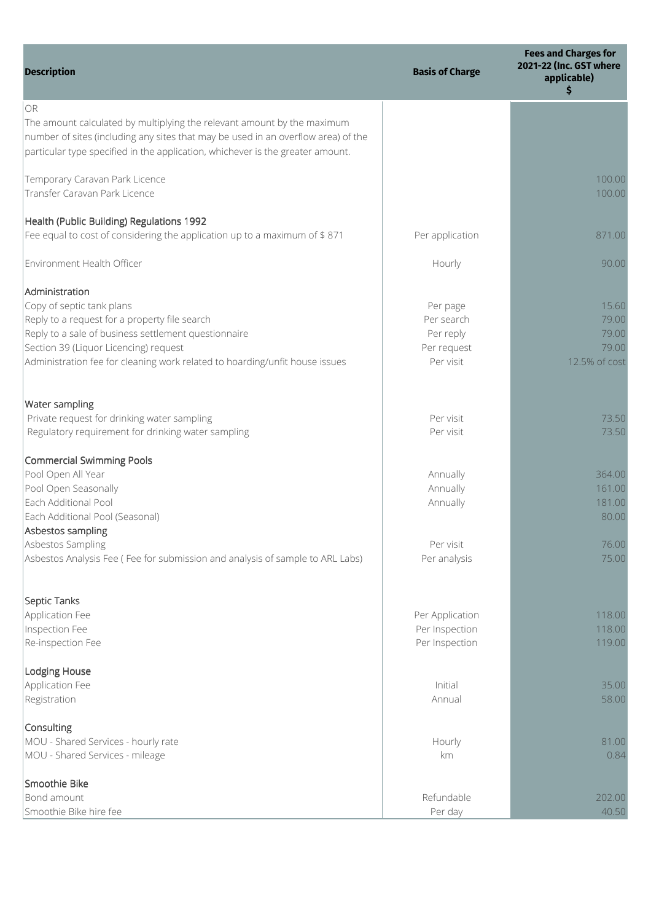| Description | Basis of Charge | Fees and Charges for 2021-22 (Inc. GST where applicable) $ |
|---|---|---|
| OR<br>The amount calculated by multiplying the relevant amount by the maximum number of sites (including any sites that may be used in an overflow area) of the particular type specified in the application, whichever is the greater amount. | | |
| Temporary Caravan Park Licence | | 100.00 |
| Transfer Caravan Park Licence | | 100.00 |
| **Health (Public Building) Regulations 1992** | | |
| Fee equal to cost of considering the application up to a maximum of $ 871 | Per application | 871.00 |
| Environment Health Officer | Hourly | 90.00 |
| **Administration** | | |
| Copy of septic tank plans | Per page | 15.60 |
| Reply to a request for a property file search | Per search | 79.00 |
| Reply to a sale of business settlement questionnaire | Per reply | 79.00 |
| Section 39 (Liquor Licencing) request | Per request | 79.00 |
| Administration fee for cleaning work related to hoarding/unfit house issues | Per visit | 12.5% of cost |
| **Water sampling** | | |
| Private request for drinking water sampling | Per visit | 73.50 |
| Regulatory requirement for drinking water sampling | Per visit | 73.50 |
| **Commercial Swimming Pools** | | |
| Pool Open All Year | Annually | 364.00 |
| Pool Open Seasonally | Annually | 161.00 |
| Each Additional Pool | Annually | 181.00 |
| Each Additional Pool (Seasonal) | | 80.00 |
| **Asbestos sampling** | | |
| Asbestos Sampling | Per visit | 76.00 |
| Asbestos Analysis Fee ( Fee for submission and analysis of sample to ARL Labs) | Per analysis | 75.00 |
| **Septic Tanks** | | |
| Application Fee | Per Application | 118.00 |
| Inspection Fee | Per Inspection | 118.00 |
| Re-inspection Fee | Per Inspection | 119.00 |
| **Lodging House** | | |
| Application Fee | Initial | 35.00 |
| Registration | Annual | 58.00 |
| **Consulting** | | |
| MOU - Shared Services - hourly rate | Hourly | 81.00 |
| MOU - Shared Services - mileage | km | 0.84 |
| **Smoothie Bike** | | |
| Bond amount | Refundable | 202.00 |
| Smoothie Bike hire fee | Per day | 40.50 |